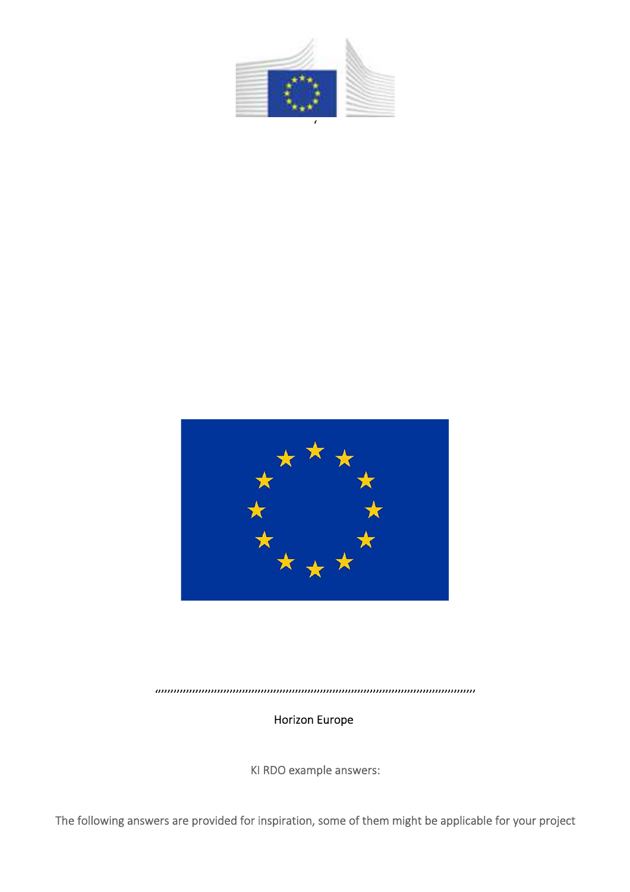Horizon Europe

KI RDO example answers:

The following answers are provided for inspiration, some of them might be applicable for your project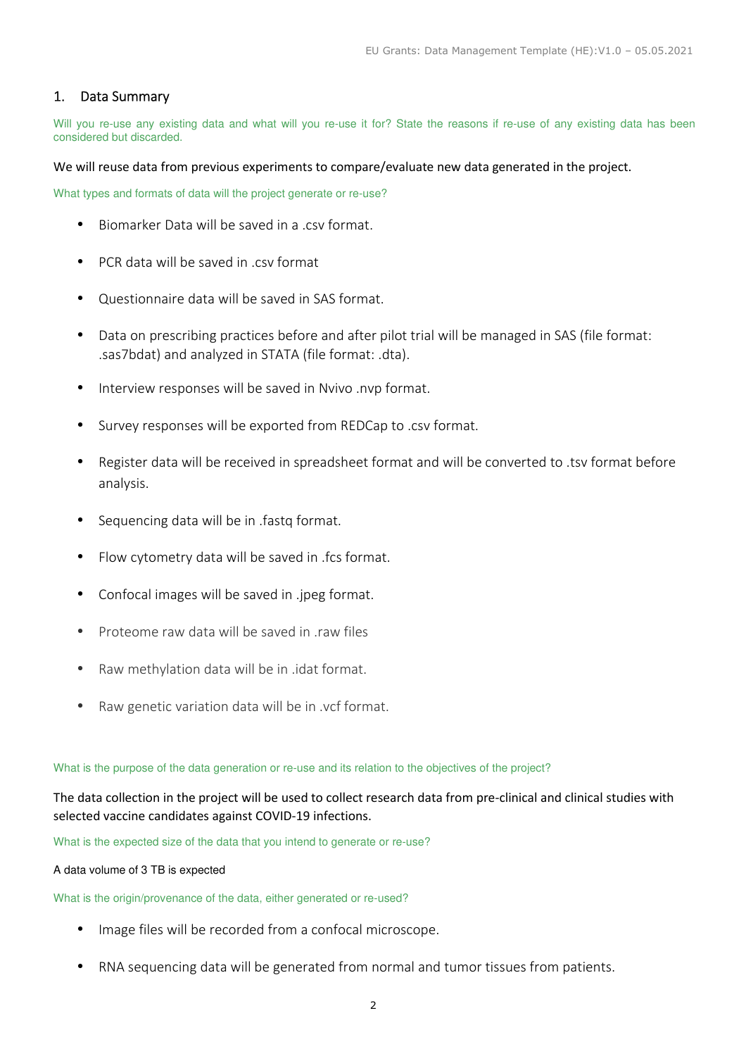## 1. Data Summary

Will you re-use any existing data and what will you re-use it for? State the reasons if re-use of any existing data has been considered but discarded.

We will reuse data from previous experiments to compare/evaluate new data generated in the project.

What types and formats of data will the project generate or re-use?

- Biomarker Data will be saved in a .csv format.
- PCR data will be saved in .csv format
- Questionnaire data will be saved in SAS format.
- Data on prescribing practices before and after pilot trial will be managed in SAS (file format: .sas7bdat) and analyzed in STATA (file format: .dta).
- Interview responses will be saved in Nvivo .nvp format.
- Survey responses will be exported from REDCap to .csv format.
- Register data will be received in spreadsheet format and will be converted to .tsv format before analysis.
- Sequencing data will be in .fastq format.
- Flow cytometry data will be saved in .fcs format.
- Confocal images will be saved in .jpeg format.
- Proteome raw data will be saved in .raw files
- Raw methylation data will be in .idat format.
- Raw genetic variation data will be in .vcf format.

What is the purpose of the data generation or re-use and its relation to the objectives of the project?

The data collection in the project will be used to collect research data from pre-clinical and clinical studies with selected vaccine candidates against COVID-19 infections.

What is the expected size of the data that you intend to generate or re-use?

A data volume of 3 TB is expected

What is the origin/provenance of the data, either generated or re-used?

- Image files will be recorded from a confocal microscope.
- RNA sequencing data will be generated from normal and tumor tissues from patients.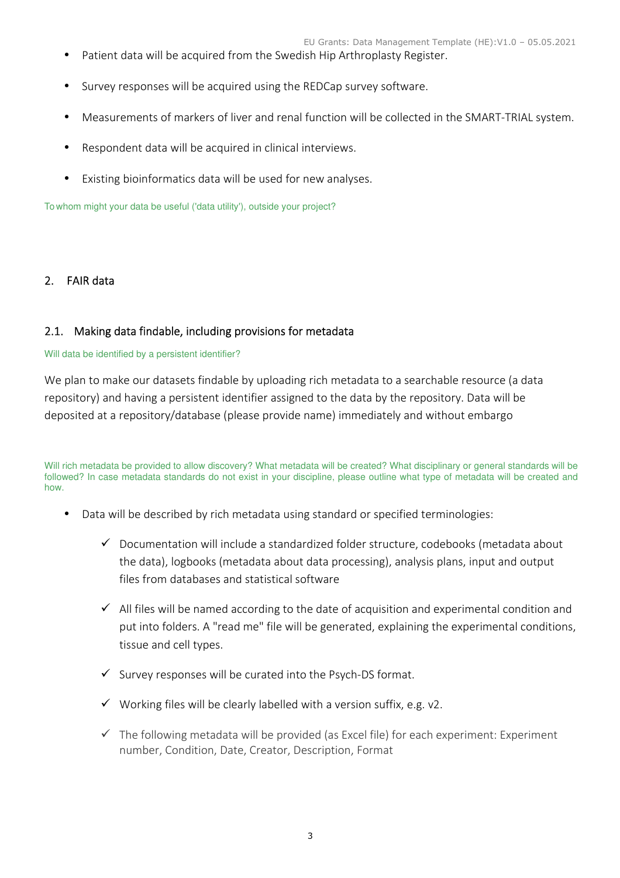- Patient data will be acquired from the Swedish Hip Arthroplasty Register.
- Survey responses will be acquired using the REDCap survey software.
- Measurements of markers of liver and renal function will be collected in the SMART-TRIAL system.
- Respondent data will be acquired in clinical interviews.
- Existing bioinformatics data will be used for new analyses.

To whom might your data be useful ('data utility'), outside your project?

## 2. FAIR data

### 2.1. Making data findable, including provisions for metadata

Will data be identified by a persistent identifier?

We plan to make our datasets findable by uploading rich metadata to a searchable resource (a data repository) and having a persistent identifier assigned to the data by the repository. Data will be deposited at a repository/database (please provide name) immediately and without embargo

Will rich metadata be provided to allow discovery? What metadata will be created? What disciplinary or general standards will be followed? In case metadata standards do not exist in your discipline, please outline what type of metadata will be created and how.

- Data will be described by rich metadata using standard or specified terminologies:
  - ✓ Documentation will include a standardized folder structure, codebooks (metadata about the data), logbooks (metadata about data processing), analysis plans, input and output files from databases and statistical software
  - ✓ All files will be named according to the date of acquisition and experimental condition and put into folders. A "read me" file will be generated, explaining the experimental conditions, tissue and cell types.
  - ✓ Survey responses will be curated into the Psych-DS format.
  - ✓ Working files will be clearly labelled with a version suffix, e.g. v2.
  - ✓ The following metadata will be provided (as Excel file) for each experiment: Experiment number, Condition, Date, Creator, Description, Format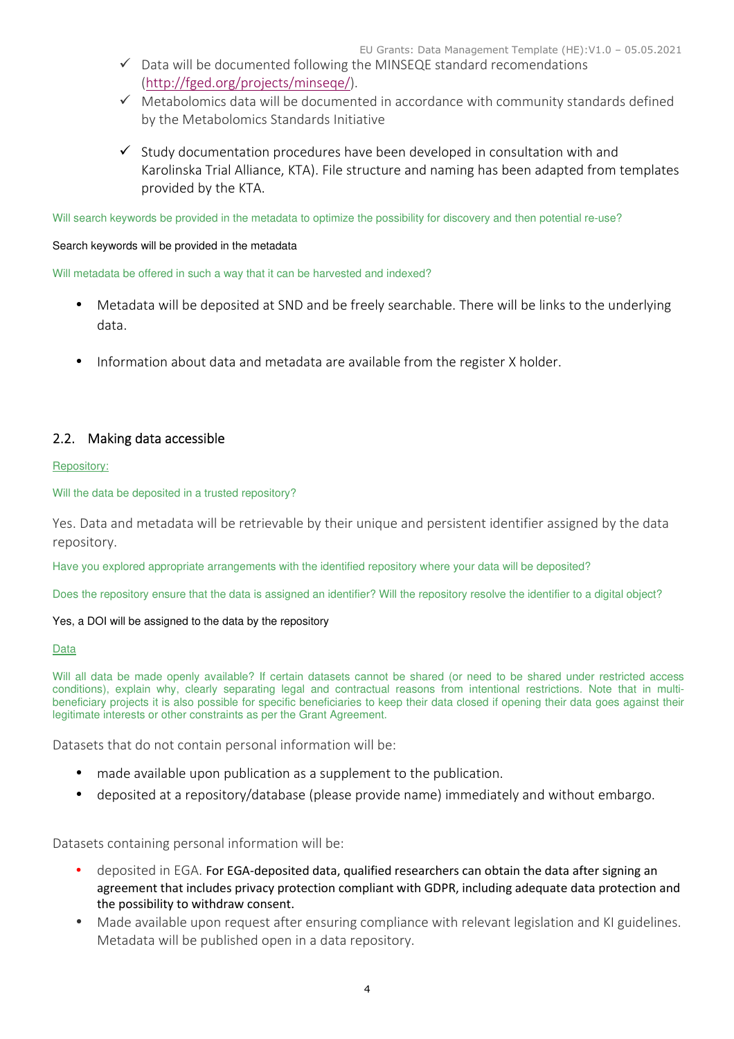- ✓ Data will be documented following the MINSEQE standard recomendations (http://fged.org/projects/minseqe/).
- ✓ Metabolomics data will be documented in accordance with community standards defined by the Metabolomics Standards Initiative
- ✓ Study documentation procedures have been developed in consultation with and Karolinska Trial Alliance, KTA). File structure and naming has been adapted from templates provided by the KTA.

Will search keywords be provided in the metadata to optimize the possibility for discovery and then potential re-use?

Search keywords will be provided in the metadata

Will metadata be offered in such a way that it can be harvested and indexed?

- Metadata will be deposited at SND and be freely searchable. There will be links to the underlying data.
- Information about data and metadata are available from the register X holder.

## 2.2. Making data accessible

Repository:

Will the data be deposited in a trusted repository?

Yes. Data and metadata will be retrievable by their unique and persistent identifier assigned by the data repository.

Have you explored appropriate arrangements with the identified repository where your data will be deposited?

Does the repository ensure that the data is assigned an identifier? Will the repository resolve the identifier to a digital object?

Yes, a DOI will be assigned to the data by the repository

Data

Will all data be made openly available? If certain datasets cannot be shared (or need to be shared under restricted access conditions), explain why, clearly separating legal and contractual reasons from intentional restrictions. Note that in multi-beneficiary projects it is also possible for specific beneficiaries to keep their data closed if opening their data goes against their legitimate interests or other constraints as per the Grant Agreement.

Datasets that do not contain personal information will be:

- made available upon publication as a supplement to the publication.
- deposited at a repository/database (please provide name) immediately and without embargo.

Datasets containing personal information will be:

- deposited in EGA. For EGA-deposited data, qualified researchers can obtain the data after signing an agreement that includes privacy protection compliant with GDPR, including adequate data protection and the possibility to withdraw consent.
- Made available upon request after ensuring compliance with relevant legislation and KI guidelines. Metadata will be published open in a data repository.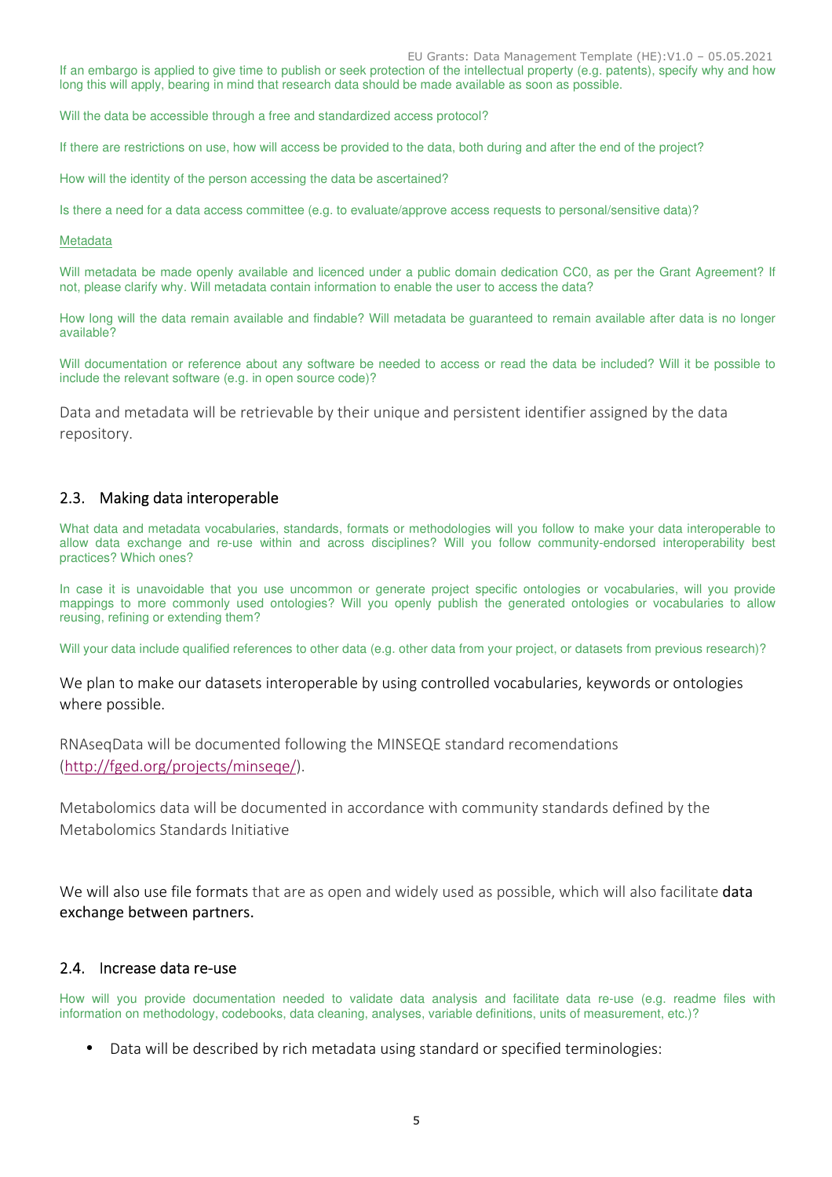If an embargo is applied to give time to publish or seek protection of the intellectual property (e.g. patents), specify why and how long this will apply, bearing in mind that research data should be made available as soon as possible.

Will the data be accessible through a free and standardized access protocol?

If there are restrictions on use, how will access be provided to the data, both during and after the end of the project?

How will the identity of the person accessing the data be ascertained?

Is there a need for a data access committee (e.g. to evaluate/approve access requests to personal/sensitive data)?

Metadata

Will metadata be made openly available and licenced under a public domain dedication CC0, as per the Grant Agreement? If not, please clarify why. Will metadata contain information to enable the user to access the data?

How long will the data remain available and findable? Will metadata be guaranteed to remain available after data is no longer available?

Will documentation or reference about any software be needed to access or read the data be included? Will it be possible to include the relevant software (e.g. in open source code)?

Data and metadata will be retrievable by their unique and persistent identifier assigned by the data repository.

## 2.3. Making data interoperable

What data and metadata vocabularies, standards, formats or methodologies will you follow to make your data interoperable to allow data exchange and re-use within and across disciplines? Will you follow community-endorsed interoperability best practices? Which ones?

In case it is unavoidable that you use uncommon or generate project specific ontologies or vocabularies, will you provide mappings to more commonly used ontologies? Will you openly publish the generated ontologies or vocabularies to allow reusing, refining or extending them?

Will your data include qualified references to other data (e.g. other data from your project, or datasets from previous research)?

We plan to make our datasets interoperable by using controlled vocabularies, keywords or ontologies where possible.

RNAseqData will be documented following the MINSEQE standard recomendations (http://fged.org/projects/minseqe/).

Metabolomics data will be documented in accordance with community standards defined by the Metabolomics Standards Initiative

We will also use file formats that are as open and widely used as possible, which will also facilitate **data exchange between partners.**

## 2.4. Increase data re-use

How will you provide documentation needed to validate data analysis and facilitate data re-use (e.g. readme files with information on methodology, codebooks, data cleaning, analyses, variable definitions, units of measurement, etc.)?

- Data will be described by rich metadata using standard or specified terminologies: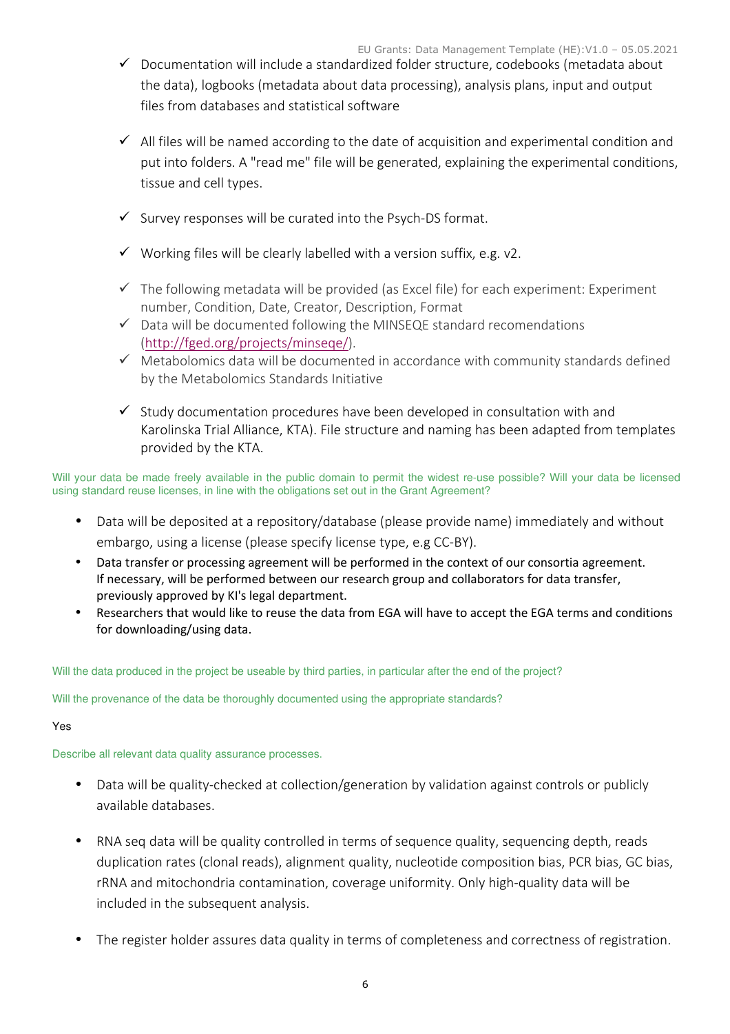- ✓ Documentation will include a standardized folder structure, codebooks (metadata about the data), logbooks (metadata about data processing), analysis plans, input and output files from databases and statistical software

- ✓ All files will be named according to the date of acquisition and experimental condition and put into folders. A "read me" file will be generated, explaining the experimental conditions, tissue and cell types.

- ✓ Survey responses will be curated into the Psych-DS format.

- ✓ Working files will be clearly labelled with a version suffix, e.g. v2.

- ✓ The following metadata will be provided (as Excel file) for each experiment: Experiment number, Condition, Date, Creator, Description, Format
- ✓ Data will be documented following the MINSEQE standard recomendations (http://fged.org/projects/minseqe/).
- ✓ Metabolomics data will be documented in accordance with community standards defined by the Metabolomics Standards Initiative

- ✓ Study documentation procedures have been developed in consultation with and Karolinska Trial Alliance, KTA). File structure and naming has been adapted from templates provided by the KTA.

Will your data be made freely available in the public domain to permit the widest re-use possible? Will your data be licensed using standard reuse licenses, in line with the obligations set out in the Grant Agreement?

- Data will be deposited at a repository/database (please provide name) immediately and without embargo, using a license (please specify license type, e.g CC-BY).
- Data transfer or processing agreement will be performed in the context of our consortia agreement. If necessary, will be performed between our research group and collaborators for data transfer, previously approved by KI's legal department.
- Researchers that would like to reuse the data from EGA will have to accept the EGA terms and conditions for downloading/using data.

Will the data produced in the project be useable by third parties, in particular after the end of the project?

Will the provenance of the data be thoroughly documented using the appropriate standards?

Yes

Describe all relevant data quality assurance processes.

- Data will be quality-checked at collection/generation by validation against controls or publicly available databases.

- RNA seq data will be quality controlled in terms of sequence quality, sequencing depth, reads duplication rates (clonal reads), alignment quality, nucleotide composition bias, PCR bias, GC bias, rRNA and mitochondria contamination, coverage uniformity. Only high-quality data will be included in the subsequent analysis.

- The register holder assures data quality in terms of completeness and correctness of registration.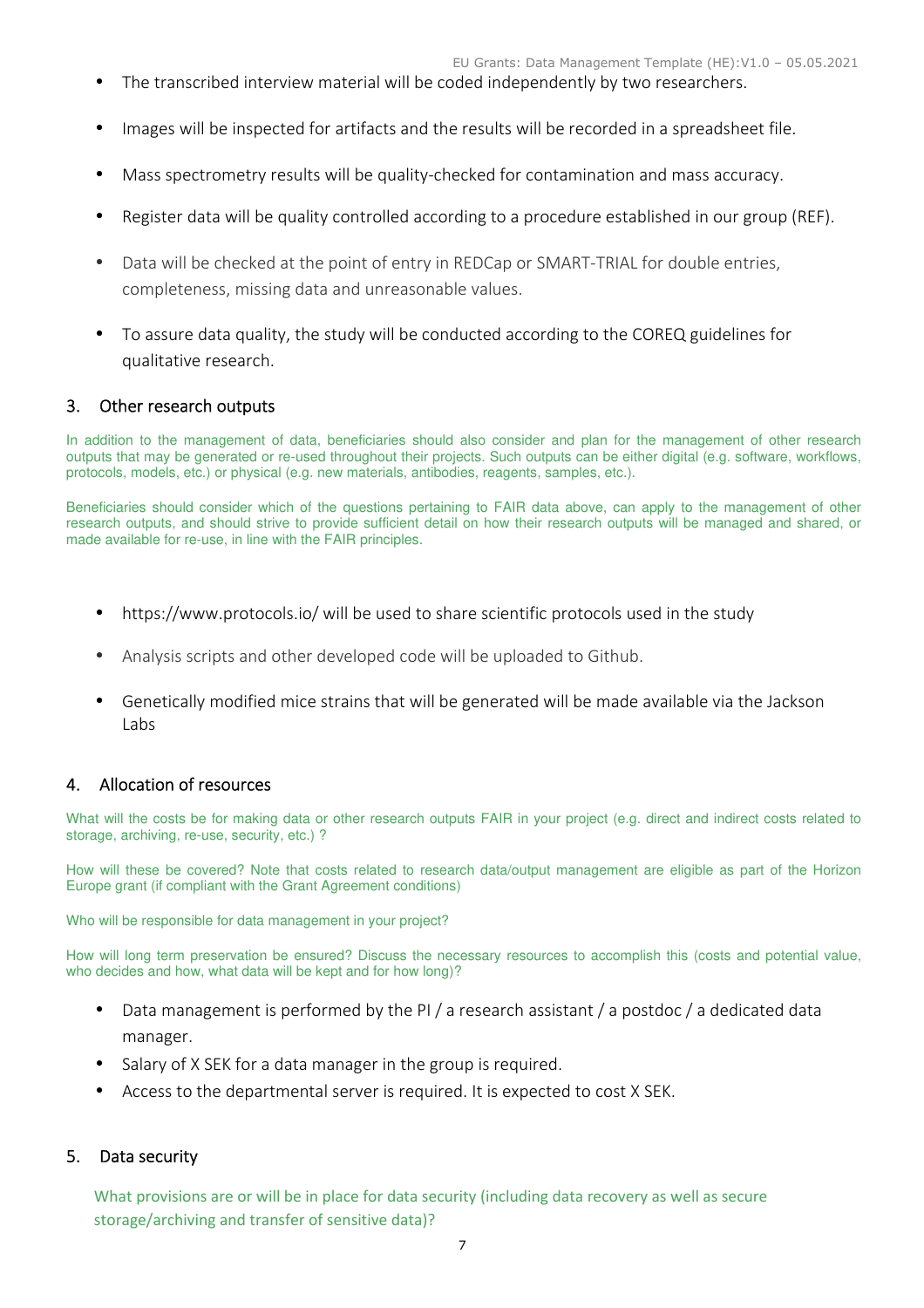- The transcribed interview material will be coded independently by two researchers.
- Images will be inspected for artifacts and the results will be recorded in a spreadsheet file.
- Mass spectrometry results will be quality-checked for contamination and mass accuracy.
- Register data will be quality controlled according to a procedure established in our group (REF).
- Data will be checked at the point of entry in REDCap or SMART-TRIAL for double entries, completeness, missing data and unreasonable values.
- To assure data quality, the study will be conducted according to the COREQ guidelines for qualitative research.

## 3. Other research outputs

In addition to the management of data, beneficiaries should also consider and plan for the management of other research outputs that may be generated or re-used throughout their projects. Such outputs can be either digital (e.g. software, workflows, protocols, models, etc.) or physical (e.g. new materials, antibodies, reagents, samples, etc.).

Beneficiaries should consider which of the questions pertaining to FAIR data above, can apply to the management of other research outputs, and should strive to provide sufficient detail on how their research outputs will be managed and shared, or made available for re-use, in line with the FAIR principles.

- https://www.protocols.io/ will be used to share scientific protocols used in the study
- Analysis scripts and other developed code will be uploaded to Github.
- Genetically modified mice strains that will be generated will be made available via the Jackson Labs

## 4. Allocation of resources

What will the costs be for making data or other research outputs FAIR in your project (e.g. direct and indirect costs related to storage, archiving, re-use, security, etc.) ?

How will these be covered? Note that costs related to research data/output management are eligible as part of the Horizon Europe grant (if compliant with the Grant Agreement conditions)

Who will be responsible for data management in your project?

How will long term preservation be ensured? Discuss the necessary resources to accomplish this (costs and potential value, who decides and how, what data will be kept and for how long)?

- Data management is performed by the PI / a research assistant / a postdoc / a dedicated data manager.
- Salary of X SEK for a data manager in the group is required.
- Access to the departmental server is required. It is expected to cost X SEK.

## 5. Data security

What provisions are or will be in place for data security (including data recovery as well as secure storage/archiving and transfer of sensitive data)?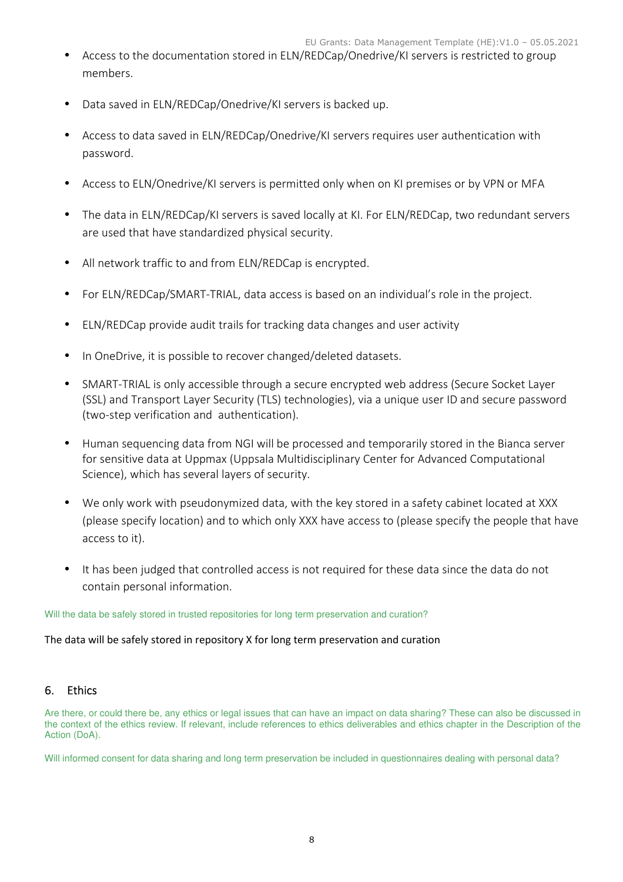- Access to the documentation stored in ELN/REDCap/Onedrive/KI servers is restricted to group members.
- Data saved in ELN/REDCap/Onedrive/KI servers is backed up.
- Access to data saved in ELN/REDCap/Onedrive/KI servers requires user authentication with password.
- Access to ELN/Onedrive/KI servers is permitted only when on KI premises or by VPN or MFA
- The data in ELN/REDCap/KI servers is saved locally at KI. For ELN/REDCap, two redundant servers are used that have standardized physical security.
- All network traffic to and from ELN/REDCap is encrypted.
- For ELN/REDCap/SMART-TRIAL, data access is based on an individual's role in the project.
- ELN/REDCap provide audit trails for tracking data changes and user activity
- In OneDrive, it is possible to recover changed/deleted datasets.
- SMART-TRIAL is only accessible through a secure encrypted web address (Secure Socket Layer (SSL) and Transport Layer Security (TLS) technologies), via a unique user ID and secure password (two-step verification and authentication).
- Human sequencing data from NGI will be processed and temporarily stored in the Bianca server for sensitive data at Uppmax (Uppsala Multidisciplinary Center for Advanced Computational Science), which has several layers of security.
- We only work with pseudonymized data, with the key stored in a safety cabinet located at XXX (please specify location) and to which only XXX have access to (please specify the people that have access to it).
- It has been judged that controlled access is not required for these data since the data do not contain personal information.

Will the data be safely stored in trusted repositories for long term preservation and curation?

The data will be safely stored in repository X for long term preservation and curation

## 6. Ethics

Are there, or could there be, any ethics or legal issues that can have an impact on data sharing? These can also be discussed in the context of the ethics review. If relevant, include references to ethics deliverables and ethics chapter in the Description of the Action (DoA).

Will informed consent for data sharing and long term preservation be included in questionnaires dealing with personal data?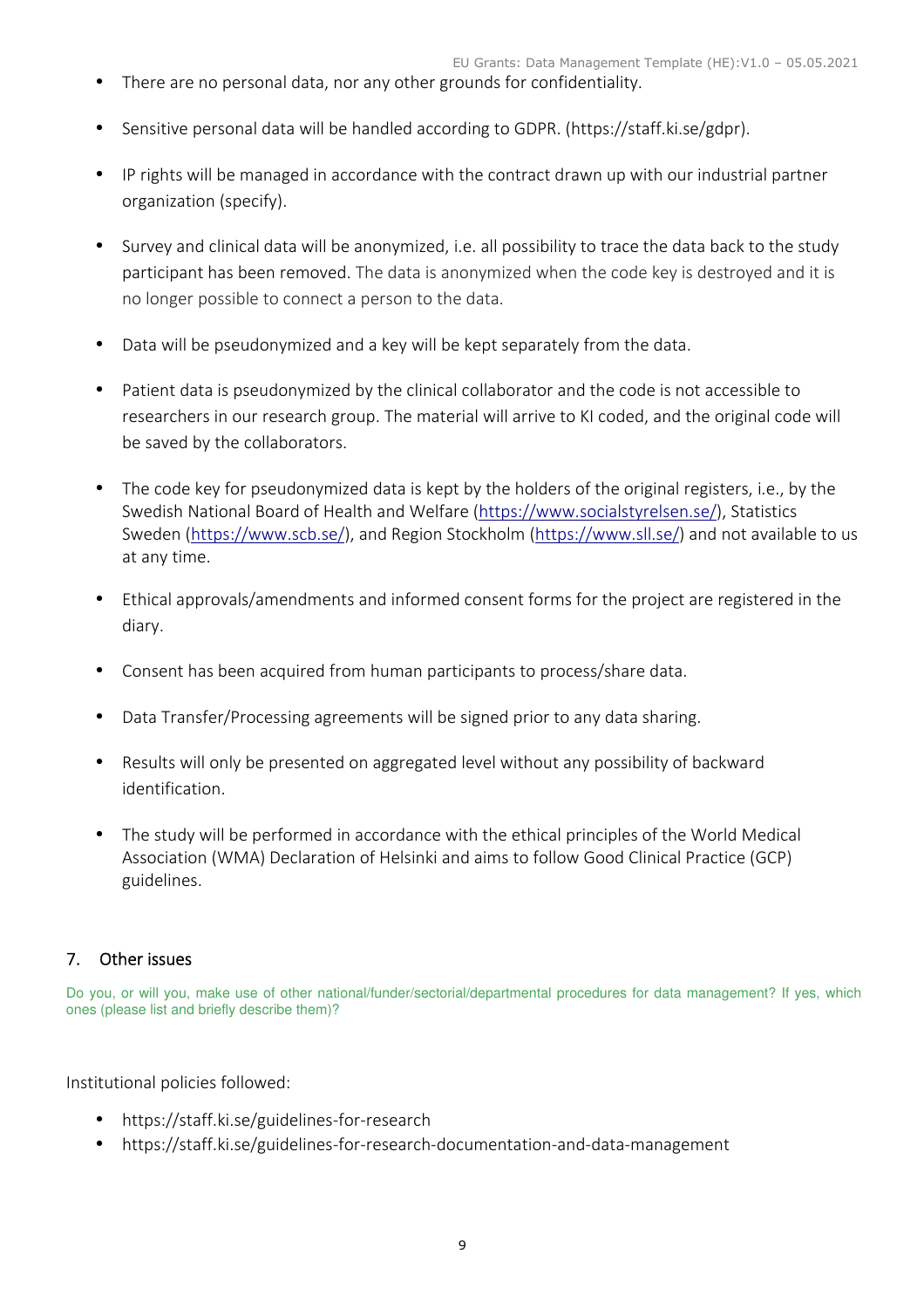- There are no personal data, nor any other grounds for confidentiality.
- Sensitive personal data will be handled according to GDPR. (https://staff.ki.se/gdpr).
- IP rights will be managed in accordance with the contract drawn up with our industrial partner organization (specify).
- Survey and clinical data will be anonymized, i.e. all possibility to trace the data back to the study participant has been removed. The data is anonymized when the code key is destroyed and it is no longer possible to connect a person to the data.
- Data will be pseudonymized and a key will be kept separately from the data.
- Patient data is pseudonymized by the clinical collaborator and the code is not accessible to researchers in our research group. The material will arrive to KI coded, and the original code will be saved by the collaborators.
- The code key for pseudonymized data is kept by the holders of the original registers, i.e., by the Swedish National Board of Health and Welfare (https://www.socialstyrelsen.se/), Statistics Sweden (https://www.scb.se/), and Region Stockholm (https://www.sll.se/) and not available to us at any time.
- Ethical approvals/amendments and informed consent forms for the project are registered in the diary.
- Consent has been acquired from human participants to process/share data.
- Data Transfer/Processing agreements will be signed prior to any data sharing.
- Results will only be presented on aggregated level without any possibility of backward identification.
- The study will be performed in accordance with the ethical principles of the World Medical Association (WMA) Declaration of Helsinki and aims to follow Good Clinical Practice (GCP) guidelines.

## 7. Other issues

Do you, or will you, make use of other national/funder/sectorial/departmental procedures for data management? If yes, which ones (please list and briefly describe them)?

Institutional policies followed:

- https://staff.ki.se/guidelines-for-research
- https://staff.ki.se/guidelines-for-research-documentation-and-data-management